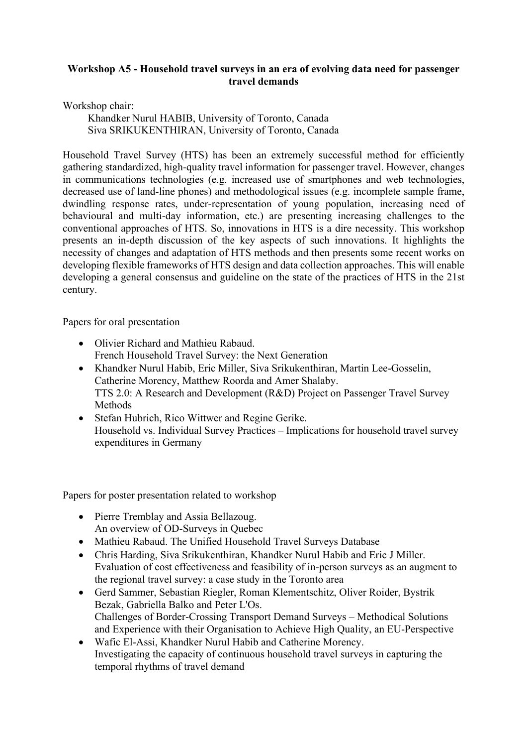**Workshop A5 - Household travel surveys in an era of evolving data need for passenger travel demands**

Workshop chair:

Khandker Nurul HABIB, University of Toronto, Canada
Siva SRIKUKENTHIRAN, University of Toronto, Canada

Household Travel Survey (HTS) has been an extremely successful method for efficiently gathering standardized, high-quality travel information for passenger travel. However, changes in communications technologies (e.g. increased use of smartphones and web technologies, decreased use of land-line phones) and methodological issues (e.g. incomplete sample frame, dwindling response rates, under-representation of young population, increasing need of behavioural and multi-day information, etc.) are presenting increasing challenges to the conventional approaches of HTS. So, innovations in HTS is a dire necessity. This workshop presents an in-depth discussion of the key aspects of such innovations. It highlights the necessity of changes and adaptation of HTS methods and then presents some recent works on developing flexible frameworks of HTS design and data collection approaches. This will enable developing a general consensus and guideline on the state of the practices of HTS in the 21st century.

Papers for oral presentation

- Olivier Richard and Mathieu Rabaud.
  French Household Travel Survey: the Next Generation
- Khandker Nurul Habib, Eric Miller, Siva Srikukenthiran, Martin Lee-Gosselin, Catherine Morency, Matthew Roorda and Amer Shalaby.
  TTS 2.0: A Research and Development (R&D) Project on Passenger Travel Survey Methods
- Stefan Hubrich, Rico Wittwer and Regine Gerike.
  Household vs. Individual Survey Practices – Implications for household travel survey expenditures in Germany

Papers for poster presentation related to workshop

- Pierre Tremblay and Assia Bellazoug.
  An overview of OD-Surveys in Quebec
- Mathieu Rabaud. The Unified Household Travel Surveys Database
- Chris Harding, Siva Srikukenthiran, Khandker Nurul Habib and Eric J Miller.
  Evaluation of cost effectiveness and feasibility of in-person surveys as an augment to the regional travel survey: a case study in the Toronto area
- Gerd Sammer, Sebastian Riegler, Roman Klementschitz, Oliver Roider, Bystrik Bezak, Gabriella Balko and Peter L'Os.
  Challenges of Border-Crossing Transport Demand Surveys – Methodical Solutions and Experience with their Organisation to Achieve High Quality, an EU-Perspective
- Wafic El-Assi, Khandker Nurul Habib and Catherine Morency.
  Investigating the capacity of continuous household travel surveys in capturing the temporal rhythms of travel demand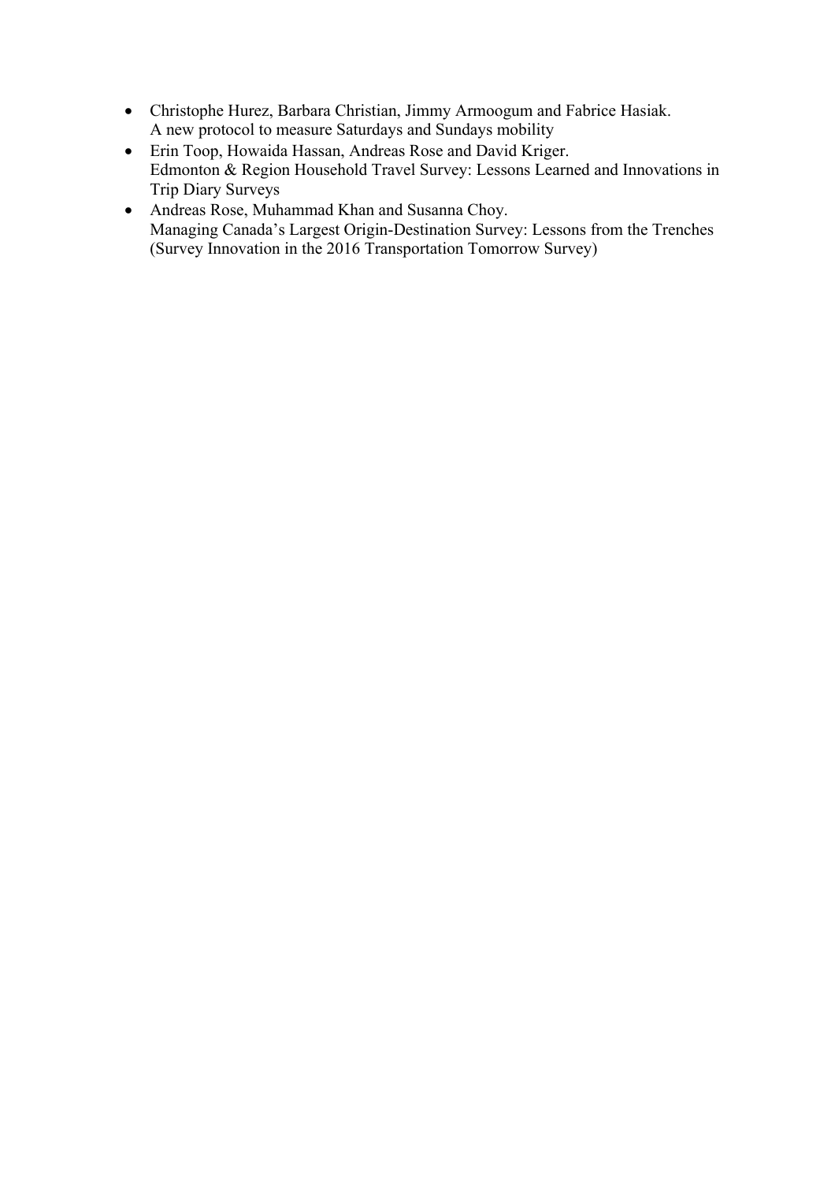- Christophe Hurez, Barbara Christian, Jimmy Armoogum and Fabrice Hasiak.
  A new protocol to measure Saturdays and Sundays mobility
- Erin Toop, Howaida Hassan, Andreas Rose and David Kriger.
  Edmonton & Region Household Travel Survey: Lessons Learned and Innovations in Trip Diary Surveys
- Andreas Rose, Muhammad Khan and Susanna Choy.
  Managing Canada's Largest Origin-Destination Survey: Lessons from the Trenches (Survey Innovation in the 2016 Transportation Tomorrow Survey)